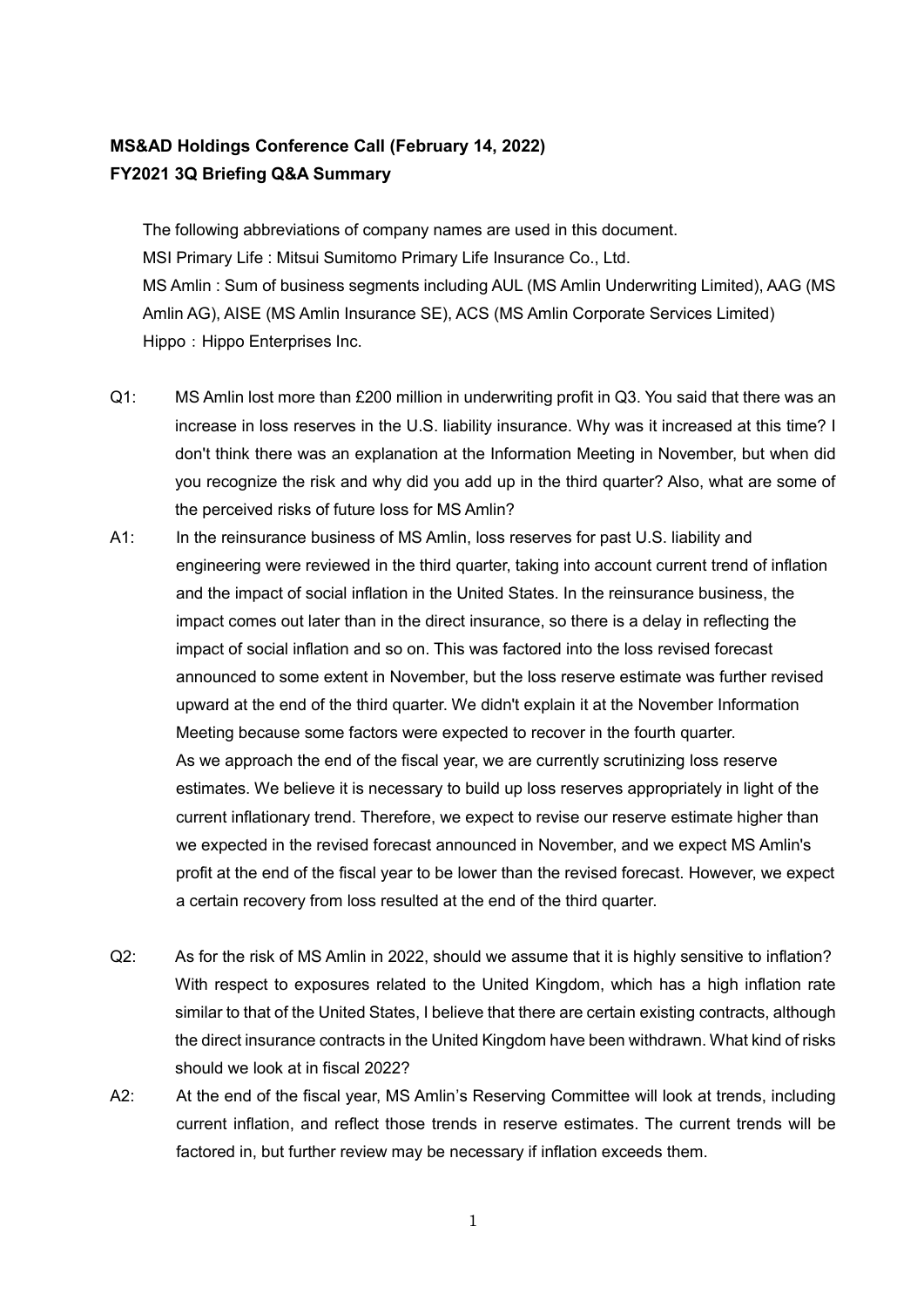**MS&AD Holdings Conference Call (February 14, 2022)**
**FY2021 3Q Briefing Q&A Summary**

The following abbreviations of company names are used in this document.
MSI Primary Life : Mitsui Sumitomo Primary Life Insurance Co., Ltd.
MS Amlin : Sum of business segments including AUL (MS Amlin Underwriting Limited), AAG (MS Amlin AG), AISE (MS Amlin Insurance SE), ACS (MS Amlin Corporate Services Limited)
Hippo：Hippo Enterprises Inc.

Q1: MS Amlin lost more than £200 million in underwriting profit in Q3. You said that there was an increase in loss reserves in the U.S. liability insurance. Why was it increased at this time? I don't think there was an explanation at the Information Meeting in November, but when did you recognize the risk and why did you add up in the third quarter? Also, what are some of the perceived risks of future loss for MS Amlin?

A1: In the reinsurance business of MS Amlin, loss reserves for past U.S. liability and engineering were reviewed in the third quarter, taking into account current trend of inflation and the impact of social inflation in the United States. In the reinsurance business, the impact comes out later than in the direct insurance, so there is a delay in reflecting the impact of social inflation and so on. This was factored into the loss revised forecast announced to some extent in November, but the loss reserve estimate was further revised upward at the end of the third quarter. We didn't explain it at the November Information Meeting because some factors were expected to recover in the fourth quarter.
As we approach the end of the fiscal year, we are currently scrutinizing loss reserve estimates. We believe it is necessary to build up loss reserves appropriately in light of the current inflationary trend. Therefore, we expect to revise our reserve estimate higher than we expected in the revised forecast announced in November, and we expect MS Amlin's profit at the end of the fiscal year to be lower than the revised forecast. However, we expect a certain recovery from loss resulted at the end of the third quarter.

Q2: As for the risk of MS Amlin in 2022, should we assume that it is highly sensitive to inflation? With respect to exposures related to the United Kingdom, which has a high inflation rate similar to that of the United States, I believe that there are certain existing contracts, although the direct insurance contracts in the United Kingdom have been withdrawn. What kind of risks should we look at in fiscal 2022?

A2: At the end of the fiscal year, MS Amlin's Reserving Committee will look at trends, including current inflation, and reflect those trends in reserve estimates. The current trends will be factored in, but further review may be necessary if inflation exceeds them.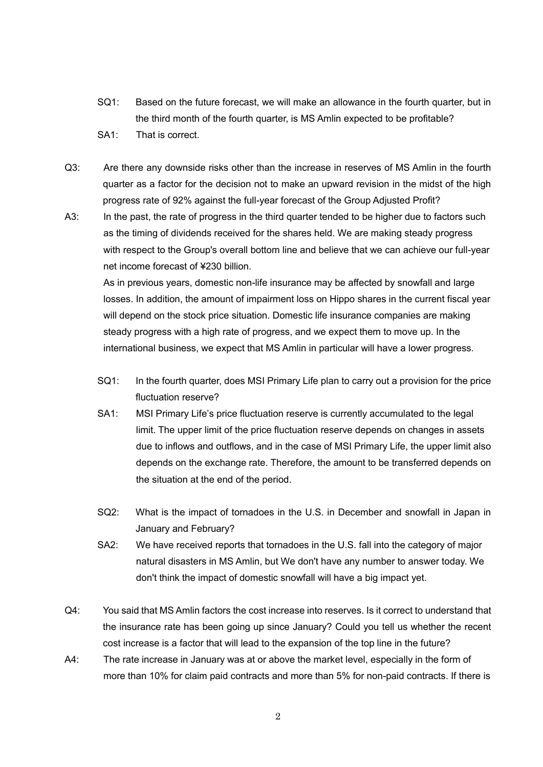SQ1: Based on the future forecast, we will make an allowance in the fourth quarter, but in the third month of the fourth quarter, is MS Amlin expected to be profitable?

SA1: That is correct.

Q3: Are there any downside risks other than the increase in reserves of MS Amlin in the fourth quarter as a factor for the decision not to make an upward revision in the midst of the high progress rate of 92% against the full-year forecast of the Group Adjusted Profit?

A3: In the past, the rate of progress in the third quarter tended to be higher due to factors such as the timing of dividends received for the shares held. We are making steady progress with respect to the Group's overall bottom line and believe that we can achieve our full-year net income forecast of ¥230 billion.

As in previous years, domestic non-life insurance may be affected by snowfall and large losses. In addition, the amount of impairment loss on Hippo shares in the current fiscal year will depend on the stock price situation. Domestic life insurance companies are making steady progress with a high rate of progress, and we expect them to move up. In the international business, we expect that MS Amlin in particular will have a lower progress.

SQ1: In the fourth quarter, does MSI Primary Life plan to carry out a provision for the price fluctuation reserve?

SA1: MSI Primary Life's price fluctuation reserve is currently accumulated to the legal limit. The upper limit of the price fluctuation reserve depends on changes in assets due to inflows and outflows, and in the case of MSI Primary Life, the upper limit also depends on the exchange rate. Therefore, the amount to be transferred depends on the situation at the end of the period.

SQ2: What is the impact of tornadoes in the U.S. in December and snowfall in Japan in January and February?

SA2: We have received reports that tornadoes in the U.S. fall into the category of major natural disasters in MS Amlin, but We don't have any number to answer today. We don't think the impact of domestic snowfall will have a big impact yet.

Q4: You said that MS Amlin factors the cost increase into reserves. Is it correct to understand that the insurance rate has been going up since January? Could you tell us whether the recent cost increase is a factor that will lead to the expansion of the top line in the future?

A4: The rate increase in January was at or above the market level, especially in the form of more than 10% for claim paid contracts and more than 5% for non-paid contracts. If there is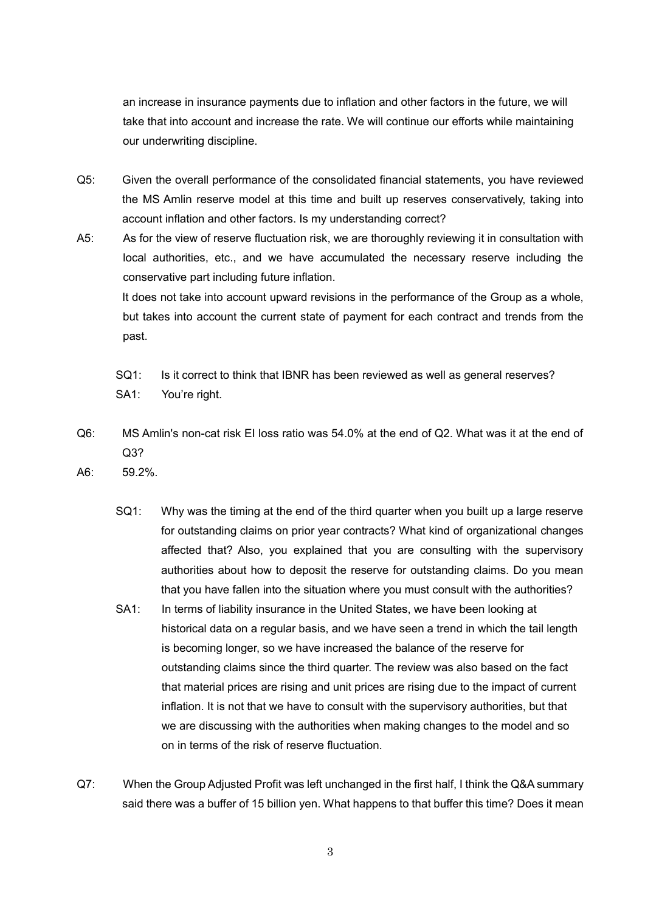an increase in insurance payments due to inflation and other factors in the future, we will take that into account and increase the rate. We will continue our efforts while maintaining our underwriting discipline.

Q5: Given the overall performance of the consolidated financial statements, you have reviewed the MS Amlin reserve model at this time and built up reserves conservatively, taking into account inflation and other factors. Is my understanding correct?

A5: As for the view of reserve fluctuation risk, we are thoroughly reviewing it in consultation with local authorities, etc., and we have accumulated the necessary reserve including the conservative part including future inflation.
It does not take into account upward revisions in the performance of the Group as a whole, but takes into account the current state of payment for each contract and trends from the past.

> SQ1: Is it correct to think that IBNR has been reviewed as well as general reserves?
>
> SA1: You're right.

Q6: MS Amlin's non-cat risk EI loss ratio was 54.0% at the end of Q2. What was it at the end of Q3?

A6: 59.2%.

> SQ1: Why was the timing at the end of the third quarter when you built up a large reserve for outstanding claims on prior year contracts? What kind of organizational changes affected that? Also, you explained that you are consulting with the supervisory authorities about how to deposit the reserve for outstanding claims. Do you mean that you have fallen into the situation where you must consult with the authorities?
>
> SA1: In terms of liability insurance in the United States, we have been looking at historical data on a regular basis, and we have seen a trend in which the tail length is becoming longer, so we have increased the balance of the reserve for outstanding claims since the third quarter. The review was also based on the fact that material prices are rising and unit prices are rising due to the impact of current inflation. It is not that we have to consult with the supervisory authorities, but that we are discussing with the authorities when making changes to the model and so on in terms of the risk of reserve fluctuation.

Q7: When the Group Adjusted Profit was left unchanged in the first half, I think the Q&A summary said there was a buffer of 15 billion yen. What happens to that buffer this time? Does it mean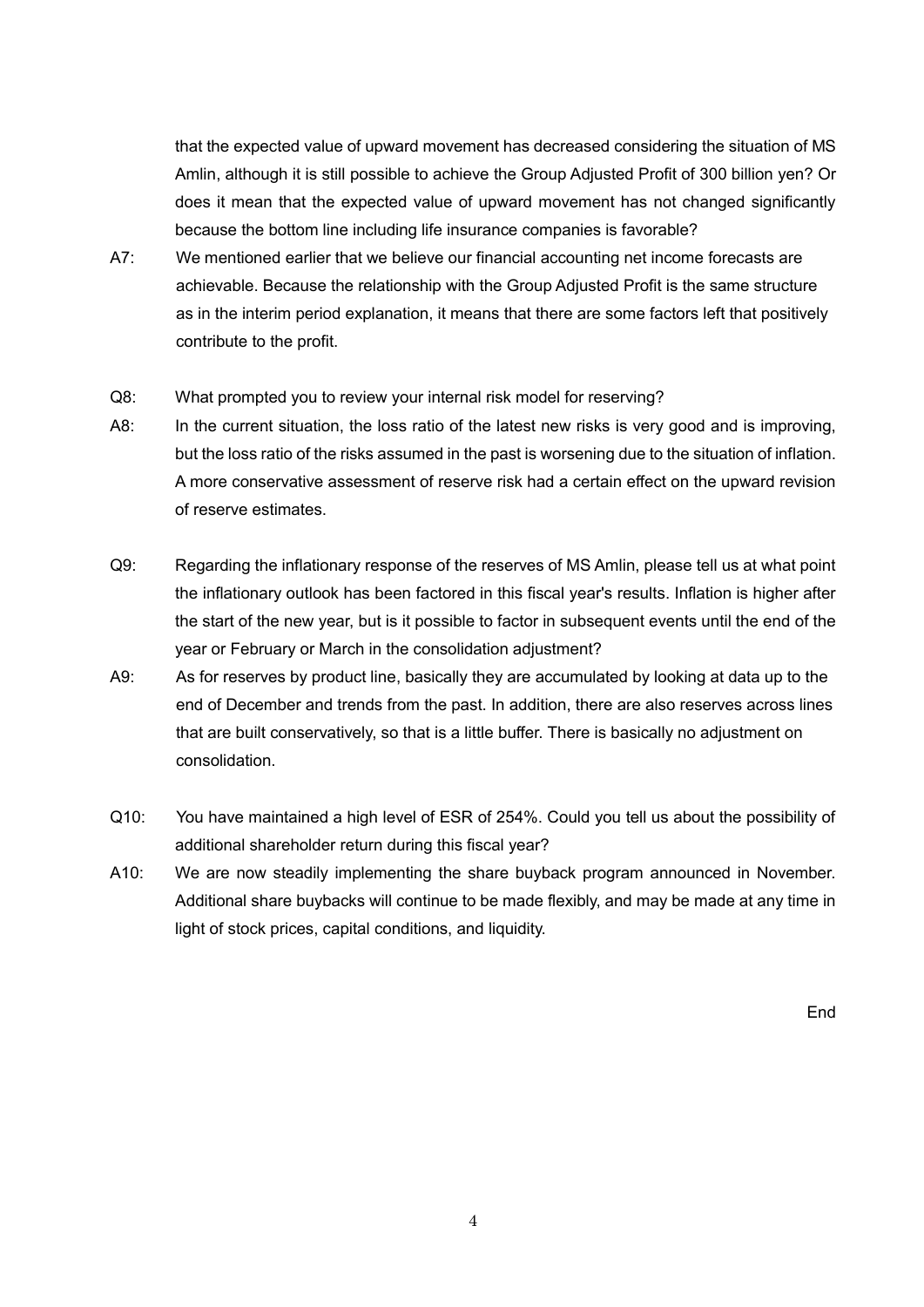that the expected value of upward movement has decreased considering the situation of MS Amlin, although it is still possible to achieve the Group Adjusted Profit of 300 billion yen? Or does it mean that the expected value of upward movement has not changed significantly because the bottom line including life insurance companies is favorable?

A7: We mentioned earlier that we believe our financial accounting net income forecasts are achievable. Because the relationship with the Group Adjusted Profit is the same structure as in the interim period explanation, it means that there are some factors left that positively contribute to the profit.

Q8: What prompted you to review your internal risk model for reserving?

A8: In the current situation, the loss ratio of the latest new risks is very good and is improving, but the loss ratio of the risks assumed in the past is worsening due to the situation of inflation. A more conservative assessment of reserve risk had a certain effect on the upward revision of reserve estimates.

Q9: Regarding the inflationary response of the reserves of MS Amlin, please tell us at what point the inflationary outlook has been factored in this fiscal year's results. Inflation is higher after the start of the new year, but is it possible to factor in subsequent events until the end of the year or February or March in the consolidation adjustment?

A9: As for reserves by product line, basically they are accumulated by looking at data up to the end of December and trends from the past. In addition, there are also reserves across lines that are built conservatively, so that is a little buffer. There is basically no adjustment on consolidation.

Q10: You have maintained a high level of ESR of 254%. Could you tell us about the possibility of additional shareholder return during this fiscal year?

A10: We are now steadily implementing the share buyback program announced in November. Additional share buybacks will continue to be made flexibly, and may be made at any time in light of stock prices, capital conditions, and liquidity.

End